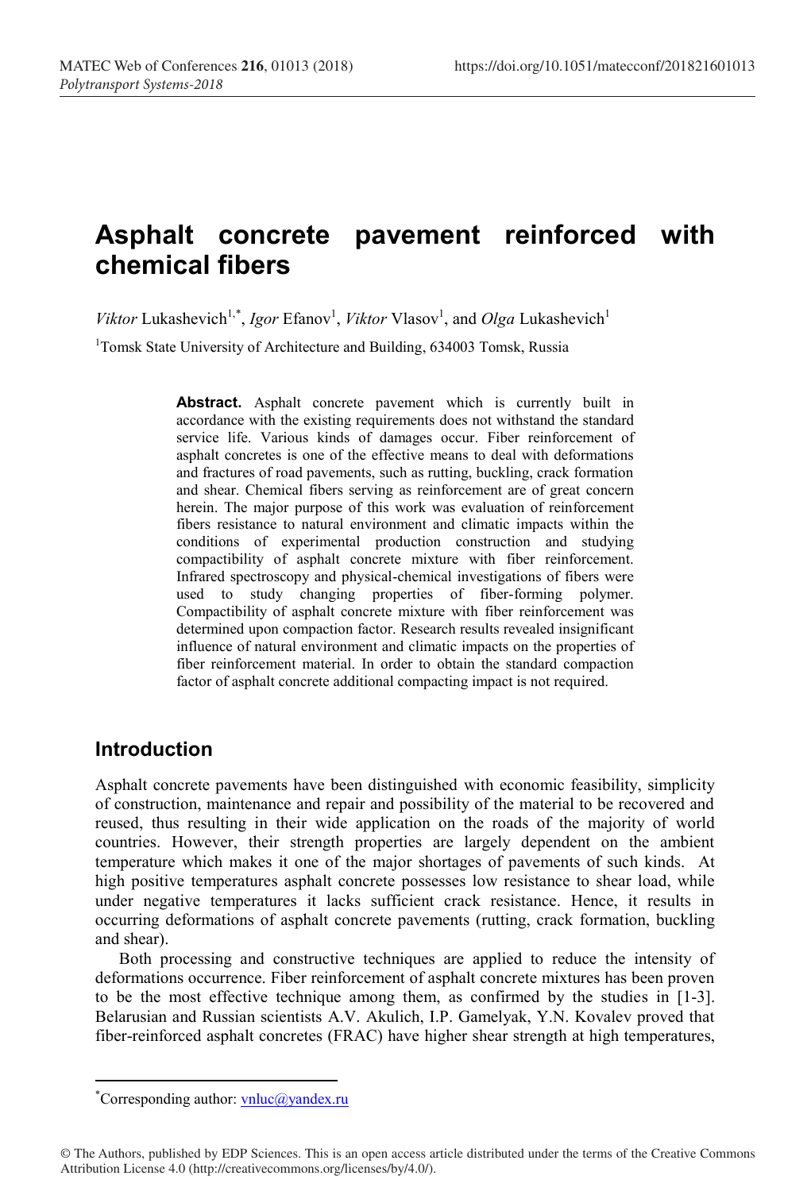# Asphalt concrete pavement reinforced with chemical fibers

*Viktor* Lukashevich[1,*], *Igor* Efanov[1], *Viktor* Vlasov[1], and *Olga* Lukashevich[1]

[1]Tomsk State University of Architecture and Building, 634003 Tomsk, Russia

**Abstract.** Asphalt concrete pavement which is currently built in accordance with the existing requirements does not withstand the standard service life. Various kinds of damages occur. Fiber reinforcement of asphalt concretes is one of the effective means to deal with deformations and fractures of road pavements, such as rutting, buckling, crack formation and shear. Chemical fibers serving as reinforcement are of great concern herein. The major purpose of this work was evaluation of reinforcement fibers resistance to natural environment and climatic impacts within the conditions of experimental production construction and studying compactibility of asphalt concrete mixture with fiber reinforcement. Infrared spectroscopy and physical-chemical investigations of fibers were used to study changing properties of fiber-forming polymer. Compactibility of asphalt concrete mixture with fiber reinforcement was determined upon compaction factor. Research results revealed insignificant influence of natural environment and climatic impacts on the properties of fiber reinforcement material. In order to obtain the standard compaction factor of asphalt concrete additional compacting impact is not required.

## Introduction

Asphalt concrete pavements have been distinguished with economic feasibility, simplicity of construction, maintenance and repair and possibility of the material to be recovered and reused, thus resulting in their wide application on the roads of the majority of world countries. However, their strength properties are largely dependent on the ambient temperature which makes it one of the major shortages of pavements of such kinds. At high positive temperatures asphalt concrete possesses low resistance to shear load, while under negative temperatures it lacks sufficient crack resistance. Hence, it results in occurring deformations of asphalt concrete pavements (rutting, crack formation, buckling and shear).

Both processing and constructive techniques are applied to reduce the intensity of deformations occurrence. Fiber reinforcement of asphalt concrete mixtures has been proven to be the most effective technique among them, as confirmed by the studies in [1-3]. Belarusian and Russian scientists A.V. Akulich, I.P. Gamelyak, Y.N. Kovalev proved that fiber-reinforced asphalt concretes (FRAC) have higher shear strength at high temperatures,

*Corresponding author: vnluc@yandex.ru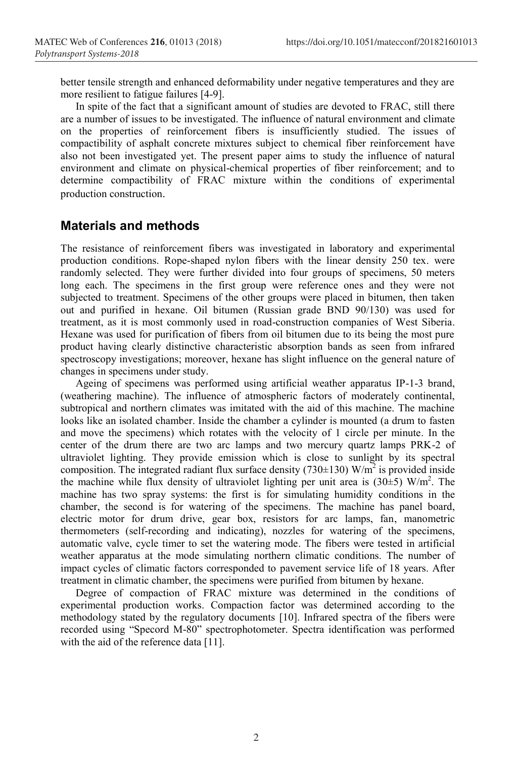better tensile strength and enhanced deformability under negative temperatures and they are more resilient to fatigue failures [4-9].

In spite of the fact that a significant amount of studies are devoted to FRAC, still there are a number of issues to be investigated. The influence of natural environment and climate on the properties of reinforcement fibers is insufficiently studied. The issues of compactibility of asphalt concrete mixtures subject to chemical fiber reinforcement have also not been investigated yet. The present paper aims to study the influence of natural environment and climate on physical-chemical properties of fiber reinforcement; and to determine compactibility of FRAC mixture within the conditions of experimental production construction.

## Materials and methods

The resistance of reinforcement fibers was investigated in laboratory and experimental production conditions. Rope-shaped nylon fibers with the linear density 250 tex. were randomly selected. They were further divided into four groups of specimens, 50 meters long each. The specimens in the first group were reference ones and they were not subjected to treatment. Specimens of the other groups were placed in bitumen, then taken out and purified in hexane. Oil bitumen (Russian grade BND 90/130) was used for treatment, as it is most commonly used in road-construction companies of West Siberia. Hexane was used for purification of fibers from oil bitumen due to its being the most pure product having clearly distinctive characteristic absorption bands as seen from infrared spectroscopy investigations; moreover, hexane has slight influence on the general nature of changes in specimens under study.

Ageing of specimens was performed using artificial weather apparatus IP-1-3 brand, (weathering machine). The influence of atmospheric factors of moderately continental, subtropical and northern climates was imitated with the aid of this machine. The machine looks like an isolated chamber. Inside the chamber a cylinder is mounted (a drum to fasten and move the specimens) which rotates with the velocity of 1 circle per minute. In the center of the drum there are two arc lamps and two mercury quartz lamps PRK-2 of ultraviolet lighting. They provide emission which is close to sunlight by its spectral composition. The integrated radiant flux surface density (730±130) W/m$^2$ is provided inside the machine while flux density of ultraviolet lighting per unit area is (30±5) W/m$^2$. The machine has two spray systems: the first is for simulating humidity conditions in the chamber, the second is for watering of the specimens. The machine has panel board, electric motor for drum drive, gear box, resistors for arc lamps, fan, manometric thermometers (self-recording and indicating), nozzles for watering of the specimens, automatic valve, cycle timer to set the watering mode. The fibers were tested in artificial weather apparatus at the mode simulating northern climatic conditions. The number of impact cycles of climatic factors corresponded to pavement service life of 18 years. After treatment in climatic chamber, the specimens were purified from bitumen by hexane.

Degree of compaction of FRAC mixture was determined in the conditions of experimental production works. Compaction factor was determined according to the methodology stated by the regulatory documents [10]. Infrared spectra of the fibers were recorded using "Specord M-80" spectrophotometer. Spectra identification was performed with the aid of the reference data [11].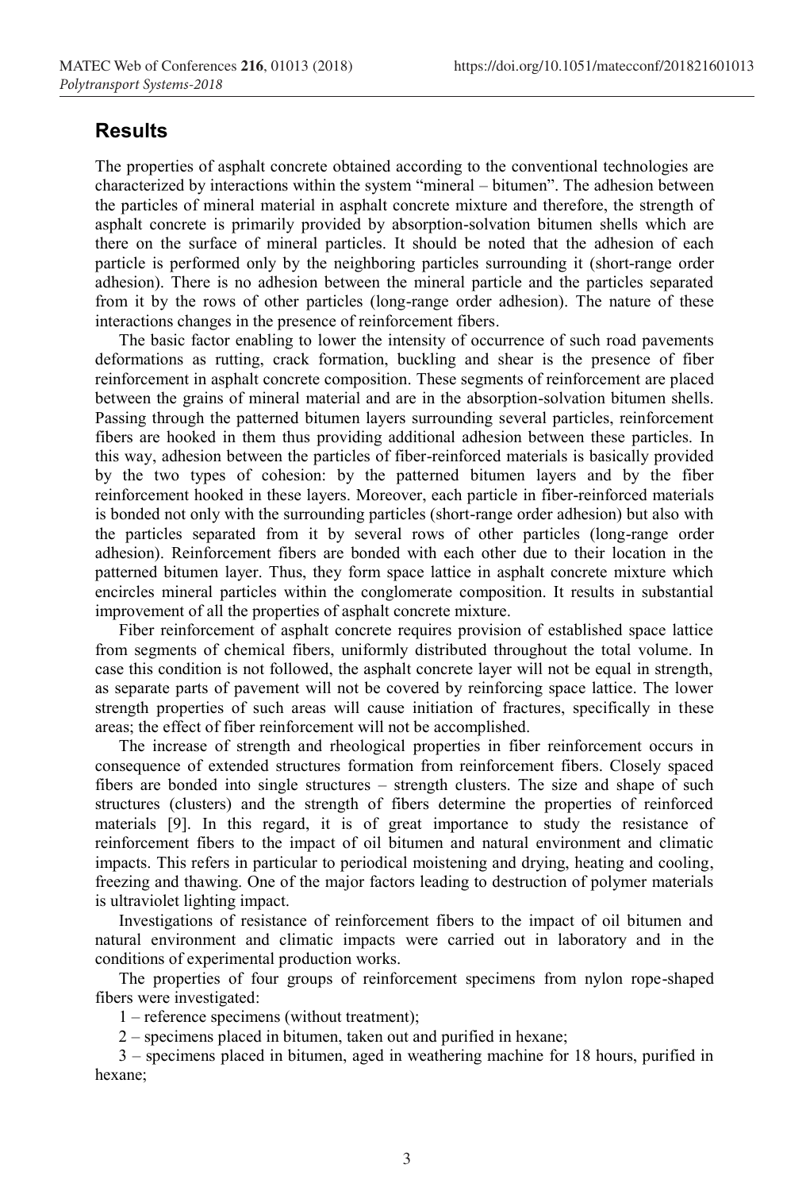## Results

The properties of asphalt concrete obtained according to the conventional technologies are characterized by interactions within the system "mineral – bitumen". The adhesion between the particles of mineral material in asphalt concrete mixture and therefore, the strength of asphalt concrete is primarily provided by absorption-solvation bitumen shells which are there on the surface of mineral particles. It should be noted that the adhesion of each particle is performed only by the neighboring particles surrounding it (short-range order adhesion). There is no adhesion between the mineral particle and the particles separated from it by the rows of other particles (long-range order adhesion). The nature of these interactions changes in the presence of reinforcement fibers.

The basic factor enabling to lower the intensity of occurrence of such road pavements deformations as rutting, crack formation, buckling and shear is the presence of fiber reinforcement in asphalt concrete composition. These segments of reinforcement are placed between the grains of mineral material and are in the absorption-solvation bitumen shells. Passing through the patterned bitumen layers surrounding several particles, reinforcement fibers are hooked in them thus providing additional adhesion between these particles. In this way, adhesion between the particles of fiber-reinforced materials is basically provided by the two types of cohesion: by the patterned bitumen layers and by the fiber reinforcement hooked in these layers. Moreover, each particle in fiber-reinforced materials is bonded not only with the surrounding particles (short-range order adhesion) but also with the particles separated from it by several rows of other particles (long-range order adhesion). Reinforcement fibers are bonded with each other due to their location in the patterned bitumen layer. Thus, they form space lattice in asphalt concrete mixture which encircles mineral particles within the conglomerate composition. It results in substantial improvement of all the properties of asphalt concrete mixture.

Fiber reinforcement of asphalt concrete requires provision of established space lattice from segments of chemical fibers, uniformly distributed throughout the total volume. In case this condition is not followed, the asphalt concrete layer will not be equal in strength, as separate parts of pavement will not be covered by reinforcing space lattice. The lower strength properties of such areas will cause initiation of fractures, specifically in these areas; the effect of fiber reinforcement will not be accomplished.

The increase of strength and rheological properties in fiber reinforcement occurs in consequence of extended structures formation from reinforcement fibers. Closely spaced fibers are bonded into single structures – strength clusters. The size and shape of such structures (clusters) and the strength of fibers determine the properties of reinforced materials [9]. In this regard, it is of great importance to study the resistance of reinforcement fibers to the impact of oil bitumen and natural environment and climatic impacts. This refers in particular to periodical moistening and drying, heating and cooling, freezing and thawing. One of the major factors leading to destruction of polymer materials is ultraviolet lighting impact.

Investigations of resistance of reinforcement fibers to the impact of oil bitumen and natural environment and climatic impacts were carried out in laboratory and in the conditions of experimental production works.

The properties of four groups of reinforcement specimens from nylon rope-shaped fibers were investigated:

1 – reference specimens (without treatment);

2 – specimens placed in bitumen, taken out and purified in hexane;

3 – specimens placed in bitumen, aged in weathering machine for 18 hours, purified in hexane;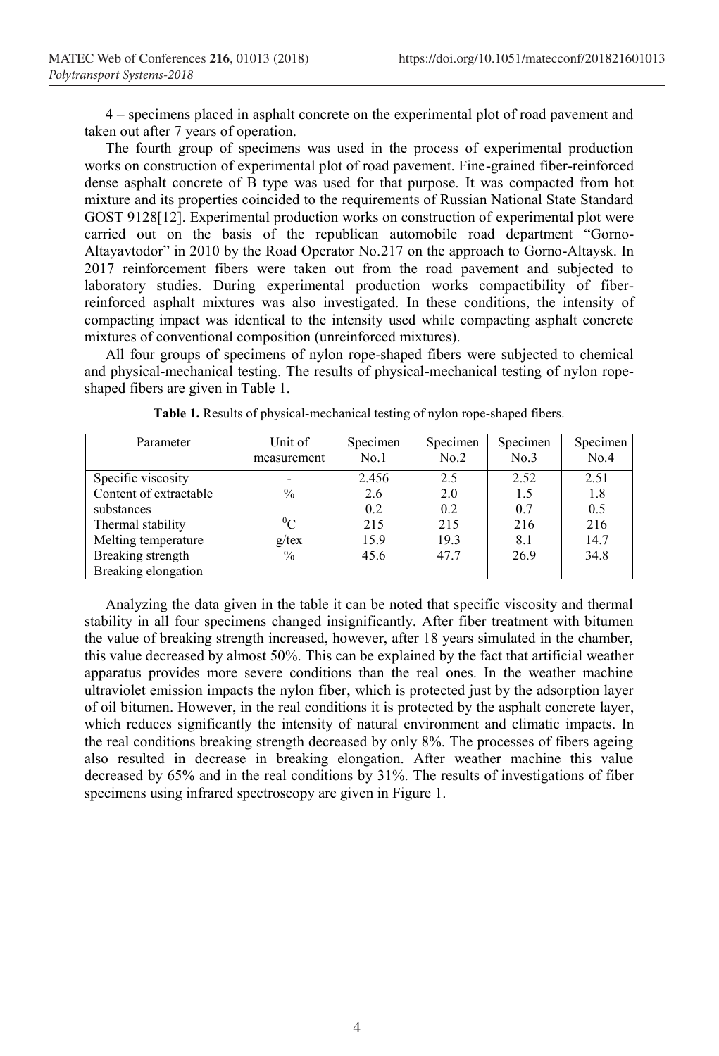4 – specimens placed in asphalt concrete on the experimental plot of road pavement and taken out after 7 years of operation.

The fourth group of specimens was used in the process of experimental production works on construction of experimental plot of road pavement. Fine-grained fiber-reinforced dense asphalt concrete of B type was used for that purpose. It was compacted from hot mixture and its properties coincided to the requirements of Russian National State Standard GOST 9128[12]. Experimental production works on construction of experimental plot were carried out on the basis of the republican automobile road department "Gorno-Altayavtodor" in 2010 by the Road Operator No.217 on the approach to Gorno-Altaysk. In 2017 reinforcement fibers were taken out from the road pavement and subjected to laboratory studies. During experimental production works compactibility of fiber-reinforced asphalt mixtures was also investigated. In these conditions, the intensity of compacting impact was identical to the intensity used while compacting asphalt concrete mixtures of conventional composition (unreinforced mixtures).

All four groups of specimens of nylon rope-shaped fibers were subjected to chemical and physical-mechanical testing. The results of physical-mechanical testing of nylon rope-shaped fibers are given in Table 1.

**Table 1.** Results of physical-mechanical testing of nylon rope-shaped fibers.

| Parameter | Unit of measurement | Specimen No.1 | Specimen No.2 | Specimen No.3 | Specimen No.4 |
|---|---|---|---|---|---|
| Specific viscosity | - | 2.456 | 2.5 | 2.52 | 2.51 |
| Content of extractable | % | 2.6 | 2.0 | 1.5 | 1.8 |
| substances | | 0.2 | 0.2 | 0.7 | 0.5 |
| Thermal stability | $^0$C | 215 | 215 | 216 | 216 |
| Melting temperature | g/tex | 15.9 | 19.3 | 8.1 | 14.7 |
| Breaking strength | % | 45.6 | 47.7 | 26.9 | 34.8 |
| Breaking elongation | | | | | |

Analyzing the data given in the table it can be noted that specific viscosity and thermal stability in all four specimens changed insignificantly. After fiber treatment with bitumen the value of breaking strength increased, however, after 18 years simulated in the chamber, this value decreased by almost 50%. This can be explained by the fact that artificial weather apparatus provides more severe conditions than the real ones. In the weather machine ultraviolet emission impacts the nylon fiber, which is protected just by the adsorption layer of oil bitumen. However, in the real conditions it is protected by the asphalt concrete layer, which reduces significantly the intensity of natural environment and climatic impacts. In the real conditions breaking strength decreased by only 8%. The processes of fibers ageing also resulted in decrease in breaking elongation. After weather machine this value decreased by 65% and in the real conditions by 31%. The results of investigations of fiber specimens using infrared spectroscopy are given in Figure 1.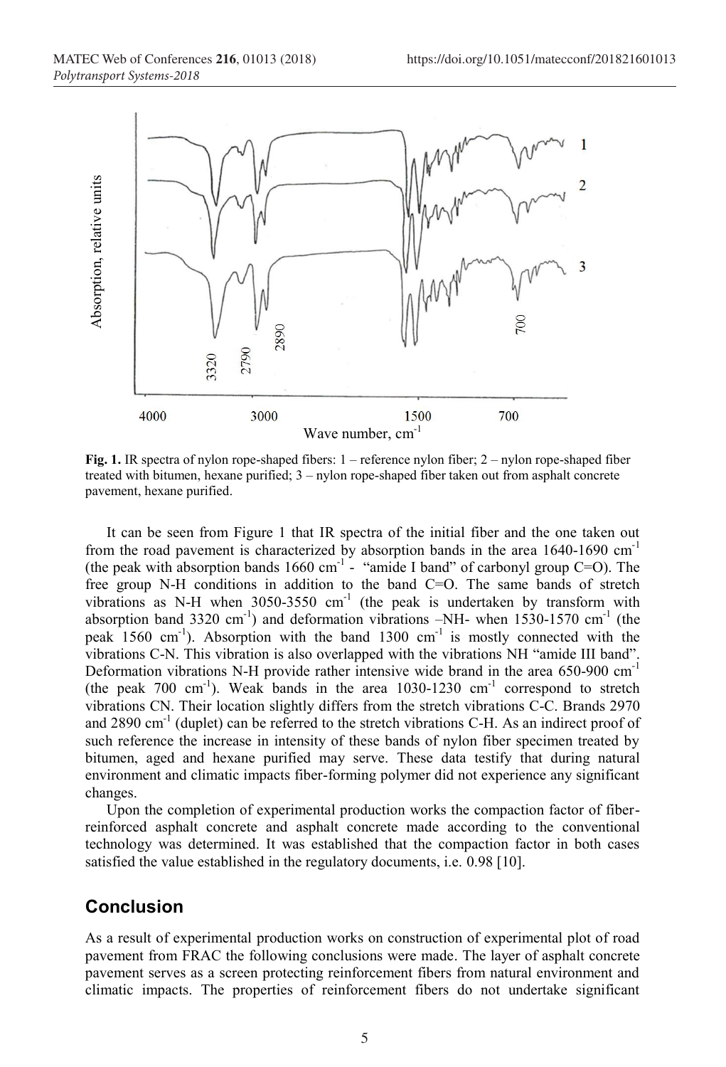**Fig. 1.** IR spectra of nylon rope-shaped fibers: 1 – reference nylon fiber; 2 – nylon rope-shaped fiber treated with bitumen, hexane purified; 3 – nylon rope-shaped fiber taken out from asphalt concrete pavement, hexane purified.

It can be seen from Figure 1 that IR spectra of the initial fiber and the one taken out from the road pavement is characterized by absorption bands in the area 1640-1690 $cm^{-1}$ (the peak with absorption bands 1660 $cm^{-1}$ - "amide I band" of carbonyl group C=O). The free group N-H conditions in addition to the band C=O. The same bands of stretch vibrations as N-H when 3050-3550 $cm^{-1}$ (the peak is undertaken by transform with absorption band 3320 $cm^{-1}$) and deformation vibrations –NH- when 1530-1570 $cm^{-1}$ (the peak 1560 $cm^{-1}$). Absorption with the band 1300 $cm^{-1}$ is mostly connected with the vibrations C-N. This vibration is also overlapped with the vibrations NH "amide III band". Deformation vibrations N-H provide rather intensive wide brand in the area 650-900 $cm^{-1}$ (the peak 700 $cm^{-1}$). Weak bands in the area 1030-1230 $cm^{-1}$ correspond to stretch vibrations CN. Their location slightly differs from the stretch vibrations C-C. Brands 2970 and 2890 $cm^{-1}$ (duplet) can be referred to the stretch vibrations C-H. As an indirect proof of such reference the increase in intensity of these bands of nylon fiber specimen treated by bitumen, aged and hexane purified may serve. These data testify that during natural environment and climatic impacts fiber-forming polymer did not experience any significant changes.

Upon the completion of experimental production works the compaction factor of fiber-reinforced asphalt concrete and asphalt concrete made according to the conventional technology was determined. It was established that the compaction factor in both cases satisfied the value established in the regulatory documents, i.e. 0.98 [10].

## Conclusion

As a result of experimental production works on construction of experimental plot of road pavement from FRAC the following conclusions were made. The layer of asphalt concrete pavement serves as a screen protecting reinforcement fibers from natural environment and climatic impacts. The properties of reinforcement fibers do not undertake significant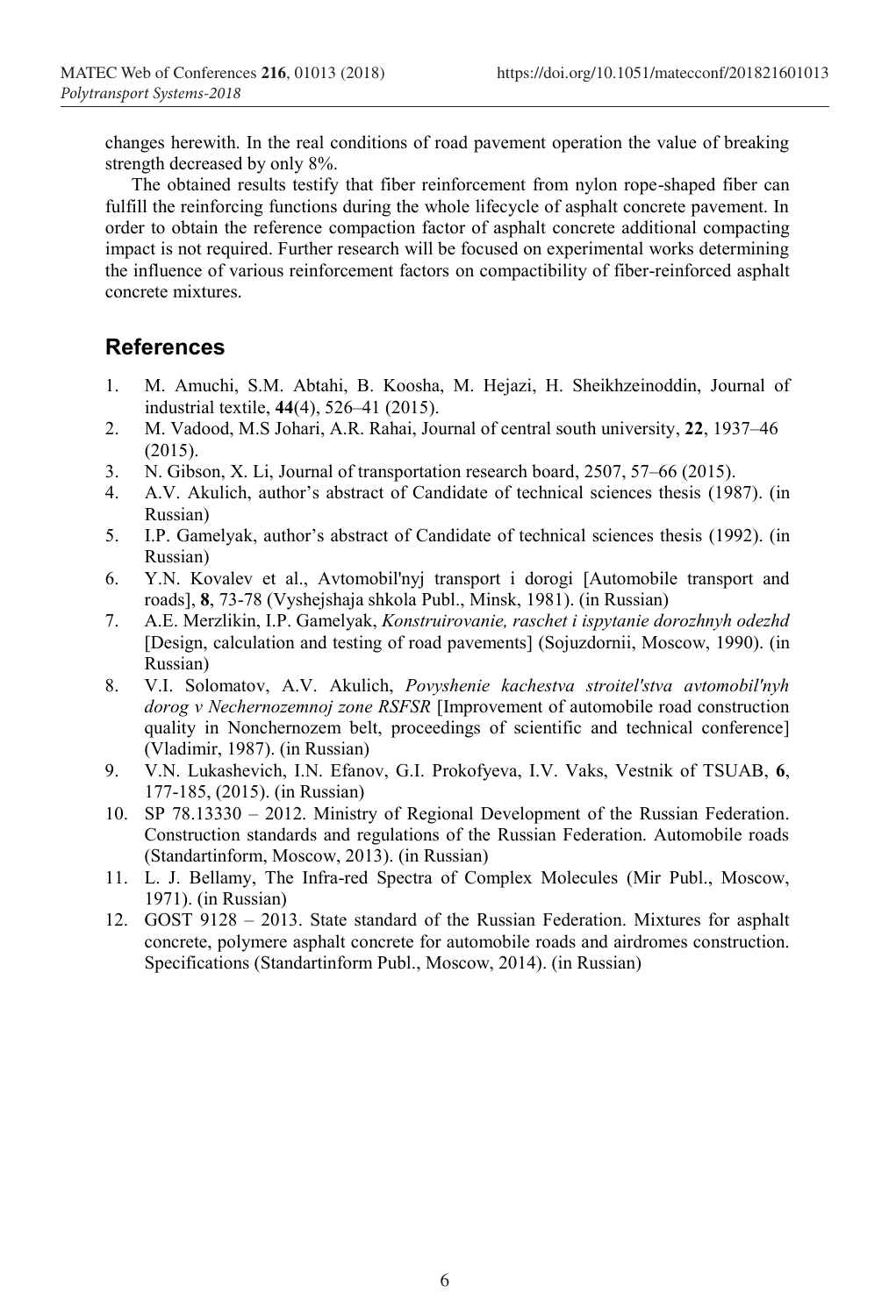changes herewith. In the real conditions of road pavement operation the value of breaking strength decreased by only 8%.

The obtained results testify that fiber reinforcement from nylon rope-shaped fiber can fulfill the reinforcing functions during the whole lifecycle of asphalt concrete pavement. In order to obtain the reference compaction factor of asphalt concrete additional compacting impact is not required. Further research will be focused on experimental works determining the influence of various reinforcement factors on compactibility of fiber-reinforced asphalt concrete mixtures.

## References

1. M. Amuchi, S.M. Abtahi, B. Koosha, M. Hejazi, H. Sheikhzeinoddin, Journal of industrial textile, **44**(4), 526–41 (2015).
2. M. Vadood, M.S Johari, A.R. Rahai, Journal of central south university, **22**, 1937–46 (2015).
3. N. Gibson, X. Li, Journal of transportation research board, 2507, 57–66 (2015).
4. A.V. Akulich, author's abstract of Candidate of technical sciences thesis (1987). (in Russian)
5. I.P. Gamelyak, author's abstract of Candidate of technical sciences thesis (1992). (in Russian)
6. Y.N. Kovalev et al., Avtomobil'nyj transport i dorogi [Automobile transport and roads], **8**, 73-78 (Vyshejshaja shkola Publ., Minsk, 1981). (in Russian)
7. A.E. Merzlikin, I.P. Gamelyak, *Konstruirovanie, raschet i ispytanie dorozhnyh odezhd* [Design, calculation and testing of road pavements] (Sojuzdornii, Moscow, 1990). (in Russian)
8. V.I. Solomatov, A.V. Akulich, *Povyshenie kachestva stroitel'stva avtomobil'nyh dorog v Nechernozemnoj zone RSFSR* [Improvement of automobile road construction quality in Nonchernozem belt, proceedings of scientific and technical conference] (Vladimir, 1987). (in Russian)
9. V.N. Lukashevich, I.N. Efanov, G.I. Prokofyeva, I.V. Vaks, Vestnik of TSUAB, **6**, 177-185, (2015). (in Russian)
10. SP 78.13330 – 2012. Ministry of Regional Development of the Russian Federation. Construction standards and regulations of the Russian Federation. Automobile roads (Standartinform, Moscow, 2013). (in Russian)
11. L. J. Bellamy, The Infra-red Spectra of Complex Molecules (Mir Publ., Moscow, 1971). (in Russian)
12. GOST 9128 – 2013. State standard of the Russian Federation. Mixtures for asphalt concrete, polymere asphalt concrete for automobile roads and airdromes construction. Specifications (Standartinform Publ., Moscow, 2014). (in Russian)